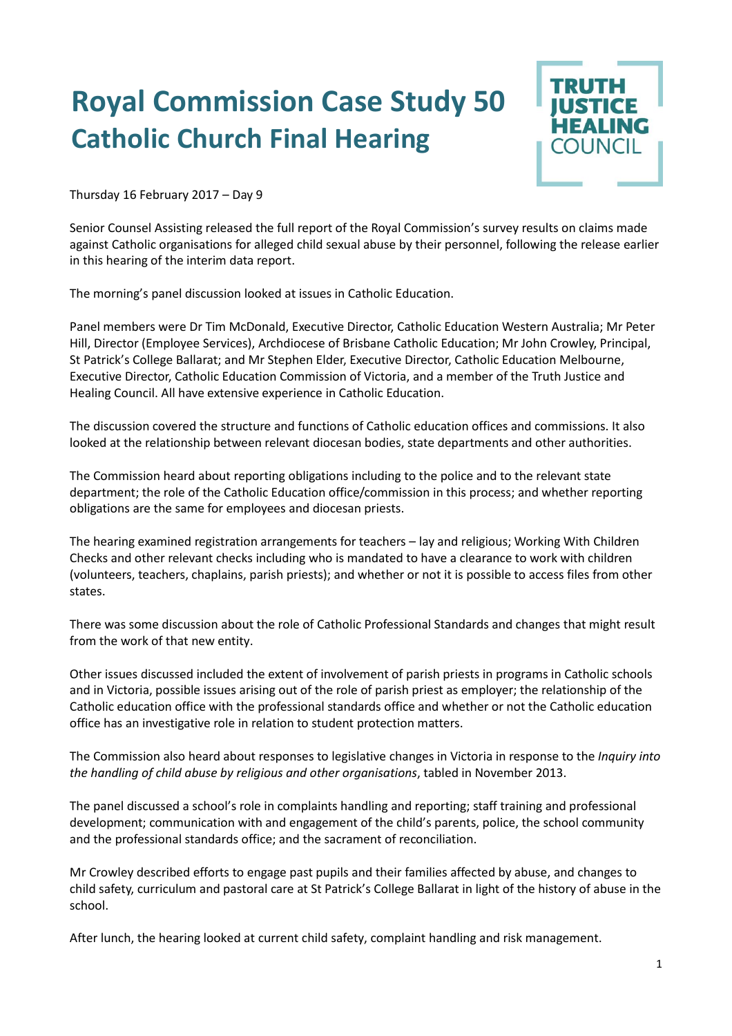# Royal Commission Case Study 50
## Catholic Church Final Hearing

TRUTH JUSTICE HEALING COUNCIL

Thursday 16 February 2017 – Day 9

Senior Counsel Assisting released the full report of the Royal Commission's survey results on claims made against Catholic organisations for alleged child sexual abuse by their personnel, following the release earlier in this hearing of the interim data report.

The morning's panel discussion looked at issues in Catholic Education.

Panel members were Dr Tim McDonald, Executive Director, Catholic Education Western Australia; Mr Peter Hill, Director (Employee Services), Archdiocese of Brisbane Catholic Education; Mr John Crowley, Principal, St Patrick's College Ballarat; and Mr Stephen Elder, Executive Director, Catholic Education Melbourne, Executive Director, Catholic Education Commission of Victoria, and a member of the Truth Justice and Healing Council. All have extensive experience in Catholic Education.

The discussion covered the structure and functions of Catholic education offices and commissions. It also looked at the relationship between relevant diocesan bodies, state departments and other authorities.

The Commission heard about reporting obligations including to the police and to the relevant state department; the role of the Catholic Education office/commission in this process; and whether reporting obligations are the same for employees and diocesan priests.

The hearing examined registration arrangements for teachers – lay and religious; Working With Children Checks and other relevant checks including who is mandated to have a clearance to work with children (volunteers, teachers, chaplains, parish priests); and whether or not it is possible to access files from other states.

There was some discussion about the role of Catholic Professional Standards and changes that might result from the work of that new entity.

Other issues discussed included the extent of involvement of parish priests in programs in Catholic schools and in Victoria, possible issues arising out of the role of parish priest as employer; the relationship of the Catholic education office with the professional standards office and whether or not the Catholic education office has an investigative role in relation to student protection matters.

The Commission also heard about responses to legislative changes in Victoria in response to the *Inquiry into the handling of child abuse by religious and other organisations*, tabled in November 2013.

The panel discussed a school's role in complaints handling and reporting; staff training and professional development; communication with and engagement of the child's parents, police, the school community and the professional standards office; and the sacrament of reconciliation.

Mr Crowley described efforts to engage past pupils and their families affected by abuse, and changes to child safety, curriculum and pastoral care at St Patrick's College Ballarat in light of the history of abuse in the school.

After lunch, the hearing looked at current child safety, complaint handling and risk management.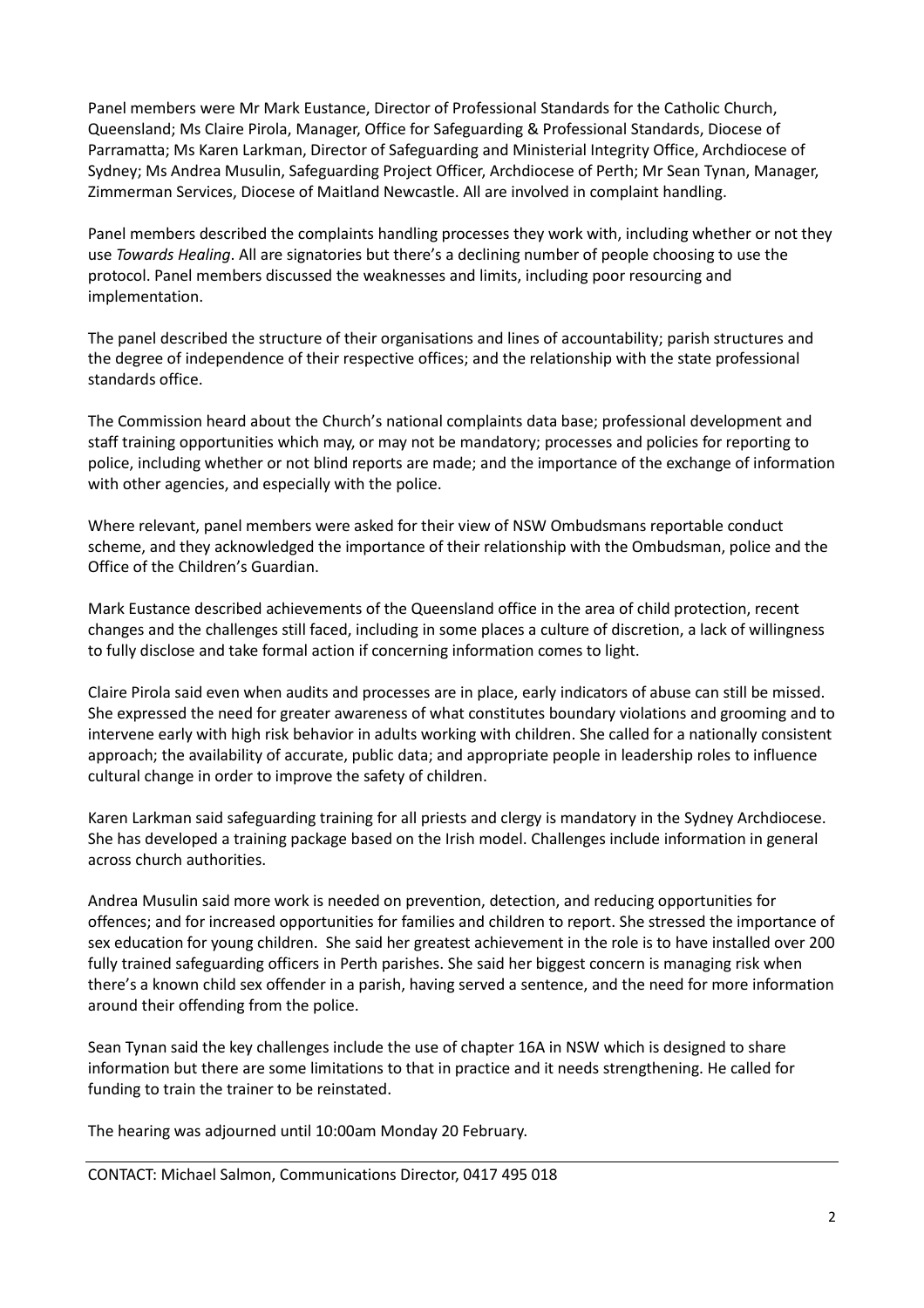Panel members were Mr Mark Eustance, Director of Professional Standards for the Catholic Church, Queensland; Ms Claire Pirola, Manager, Office for Safeguarding & Professional Standards, Diocese of Parramatta; Ms Karen Larkman, Director of Safeguarding and Ministerial Integrity Office, Archdiocese of Sydney; Ms Andrea Musulin, Safeguarding Project Officer, Archdiocese of Perth; Mr Sean Tynan, Manager, Zimmerman Services, Diocese of Maitland Newcastle. All are involved in complaint handling.

Panel members described the complaints handling processes they work with, including whether or not they use *Towards Healing*. All are signatories but there's a declining number of people choosing to use the protocol. Panel members discussed the weaknesses and limits, including poor resourcing and implementation.

The panel described the structure of their organisations and lines of accountability; parish structures and the degree of independence of their respective offices; and the relationship with the state professional standards office.

The Commission heard about the Church's national complaints data base; professional development and staff training opportunities which may, or may not be mandatory; processes and policies for reporting to police, including whether or not blind reports are made; and the importance of the exchange of information with other agencies, and especially with the police.

Where relevant, panel members were asked for their view of NSW Ombudsmans reportable conduct scheme, and they acknowledged the importance of their relationship with the Ombudsman, police and the Office of the Children's Guardian.

Mark Eustance described achievements of the Queensland office in the area of child protection, recent changes and the challenges still faced, including in some places a culture of discretion, a lack of willingness to fully disclose and take formal action if concerning information comes to light.

Claire Pirola said even when audits and processes are in place, early indicators of abuse can still be missed. She expressed the need for greater awareness of what constitutes boundary violations and grooming and to intervene early with high risk behavior in adults working with children. She called for a nationally consistent approach; the availability of accurate, public data; and appropriate people in leadership roles to influence cultural change in order to improve the safety of children.

Karen Larkman said safeguarding training for all priests and clergy is mandatory in the Sydney Archdiocese. She has developed a training package based on the Irish model. Challenges include information in general across church authorities.

Andrea Musulin said more work is needed on prevention, detection, and reducing opportunities for offences; and for increased opportunities for families and children to report. She stressed the importance of sex education for young children. She said her greatest achievement in the role is to have installed over 200 fully trained safeguarding officers in Perth parishes. She said her biggest concern is managing risk when there's a known child sex offender in a parish, having served a sentence, and the need for more information around their offending from the police.

Sean Tynan said the key challenges include the use of chapter 16A in NSW which is designed to share information but there are some limitations to that in practice and it needs strengthening. He called for funding to train the trainer to be reinstated.

The hearing was adjourned until 10:00am Monday 20 February.

---

CONTACT: Michael Salmon, Communications Director, 0417 495 018